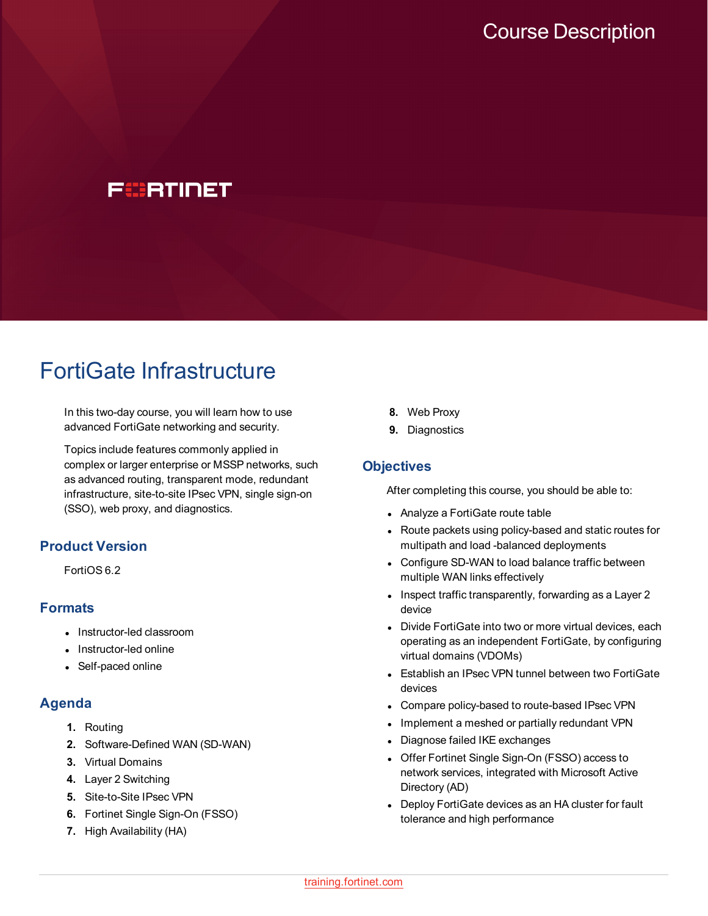Course Description

FORTINET

# FortiGate Infrastructure

In this two-day course, you will learn how to use advanced FortiGate networking and security.

Topics include features commonly applied in complex or larger enterprise or MSSP networks, such as advanced routing, transparent mode, redundant infrastructure, site-to-site IPsec VPN, single sign-on (SSO), web proxy, and diagnostics.

## Product Version

FortiOS 6.2

## Formats

- Instructor-led classroom
- Instructor-led online
- Self-paced online

## Agenda

1. Routing
2. Software-Defined WAN (SD-WAN)
3. Virtual Domains
4. Layer 2 Switching
5. Site-to-Site IPsec VPN
6. Fortinet Single Sign-On (FSSO)
7. High Availability (HA)
8. Web Proxy
9. Diagnostics

## Objectives

After completing this course, you should be able to:

- Analyze a FortiGate route table
- Route packets using policy-based and static routes for multipath and load -balanced deployments
- Configure SD-WAN to load balance traffic between multiple WAN links effectively
- Inspect traffic transparently, forwarding as a Layer 2 device
- Divide FortiGate into two or more virtual devices, each operating as an independent FortiGate, by configuring virtual domains (VDOMs)
- Establish an IPsec VPN tunnel between two FortiGate devices
- Compare policy-based to route-based IPsec VPN
- Implement a meshed or partially redundant VPN
- Diagnose failed IKE exchanges
- Offer Fortinet Single Sign-On (FSSO) access to network services, integrated with Microsoft Active Directory (AD)
- Deploy FortiGate devices as an HA cluster for fault tolerance and high performance

training.fortinet.com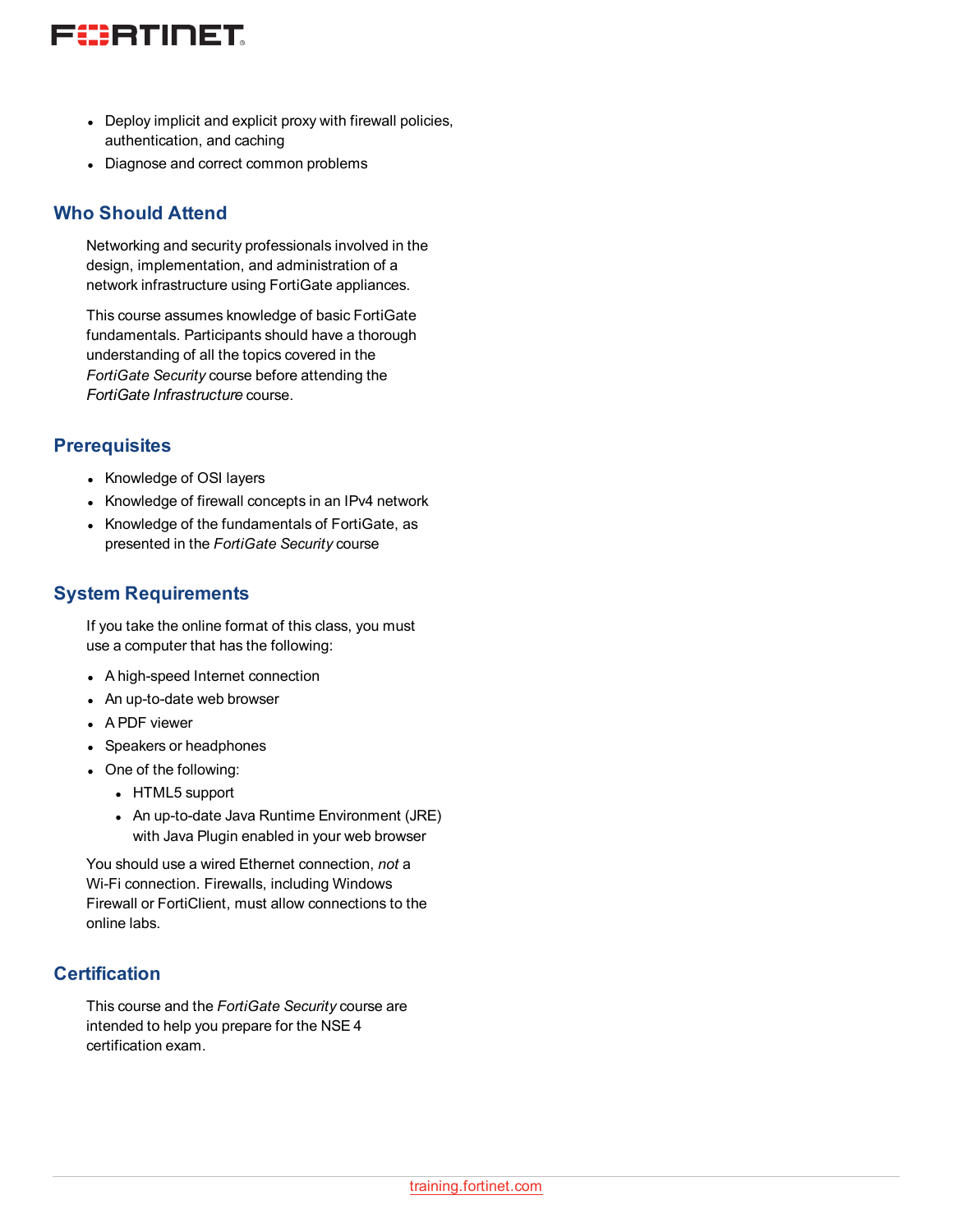- Deploy implicit and explicit proxy with firewall policies, authentication, and caching
- Diagnose and correct common problems

## Who Should Attend

Networking and security professionals involved in the design, implementation, and administration of a network infrastructure using FortiGate appliances.

This course assumes knowledge of basic FortiGate fundamentals. Participants should have a thorough understanding of all the topics covered in the *FortiGate Security* course before attending the *FortiGate Infrastructure* course.

## Prerequisites

- Knowledge of OSI layers
- Knowledge of firewall concepts in an IPv4 network
- Knowledge of the fundamentals of FortiGate, as presented in the *FortiGate Security* course

## System Requirements

If you take the online format of this class, you must use a computer that has the following:

- A high-speed Internet connection
- An up-to-date web browser
- A PDF viewer
- Speakers or headphones
- One of the following:
  - HTML5 support
  - An up-to-date Java Runtime Environment (JRE) with Java Plugin enabled in your web browser

You should use a wired Ethernet connection, *not* a Wi-Fi connection. Firewalls, including Windows Firewall or FortiClient, must allow connections to the online labs.

## Certification

This course and the *FortiGate Security* course are intended to help you prepare for the NSE 4 certification exam.